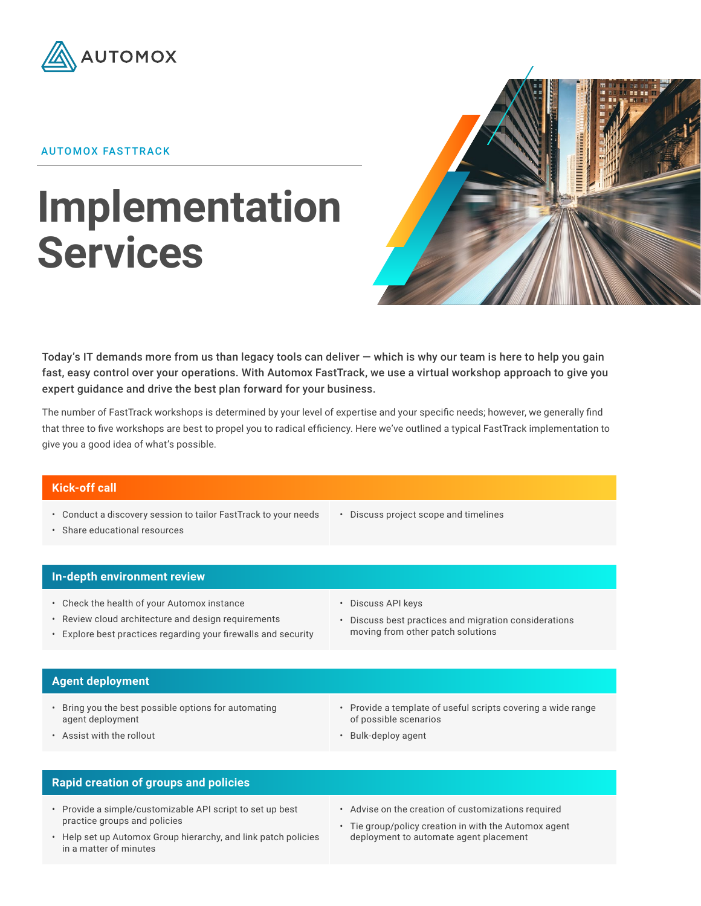AUTOMOX

AUTOMOX FASTTRACK

# Implementation Services

**Today's IT demands more from us than legacy tools can deliver — which is why our team is here to help you gain fast, easy control over your operations. With Automox FastTrack, we use a virtual workshop approach to give you expert guidance and drive the best plan forward for your business.**

The number of FastTrack workshops is determined by your level of expertise and your specific needs; however, we generally find that three to five workshops are best to propel you to radical efficiency. Here we've outlined a typical FastTrack implementation to give you a good idea of what's possible.

## Kick-off call

- Conduct a discovery session to tailor FastTrack to your needs
- Share educational resources
- Discuss project scope and timelines

## In-depth environment review

- Check the health of your Automox instance
- Review cloud architecture and design requirements
- Explore best practices regarding your firewalls and security
- Discuss API keys
- Discuss best practices and migration considerations moving from other patch solutions

## Agent deployment

- Bring you the best possible options for automating agent deployment
- Assist with the rollout
- Provide a template of useful scripts covering a wide range of possible scenarios
- Bulk-deploy agent

## Rapid creation of groups and policies

- Provide a simple/customizable API script to set up best practice groups and policies
- Help set up Automox Group hierarchy, and link patch policies in a matter of minutes
- Advise on the creation of customizations required
- Tie group/policy creation in with the Automox agent deployment to automate agent placement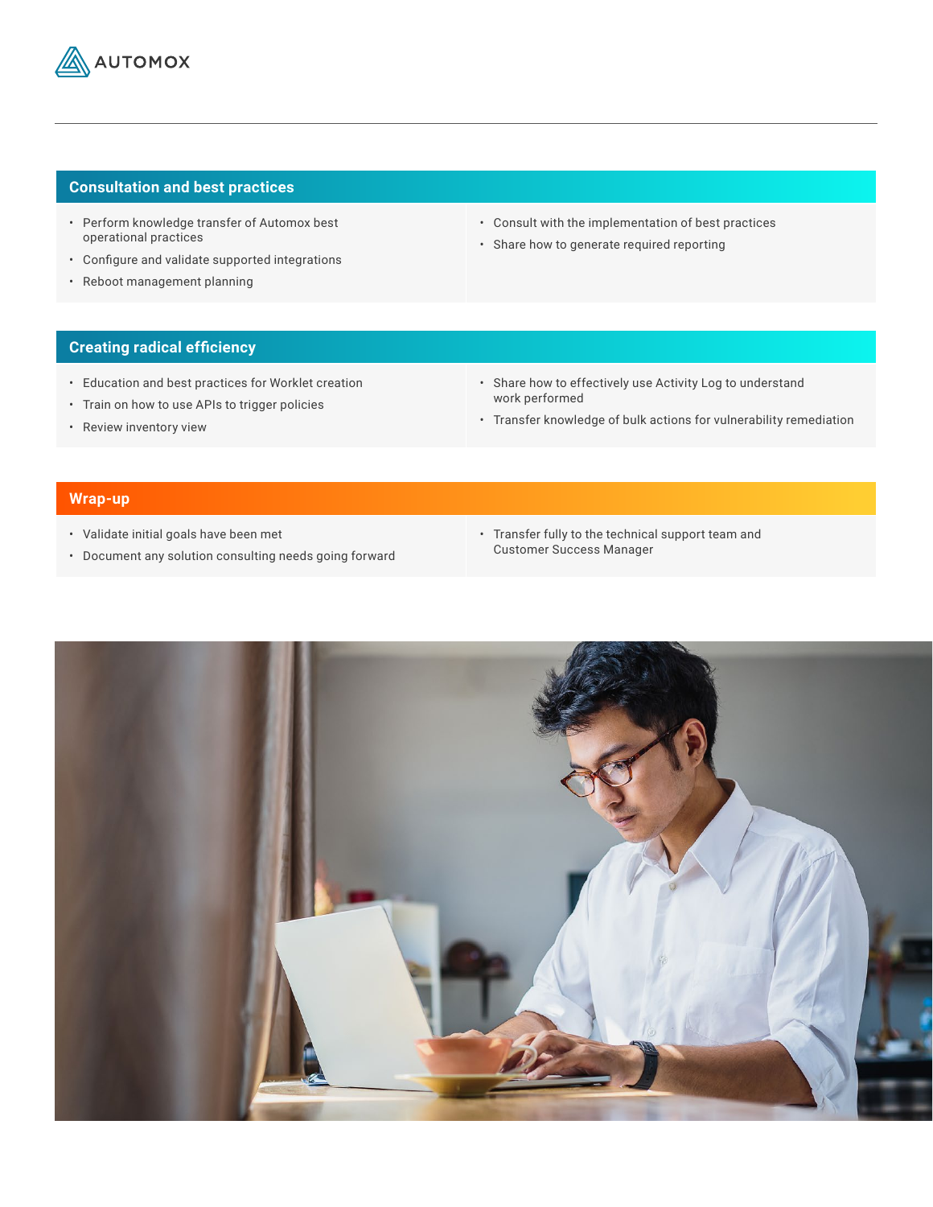## Consultation and best practices

- Perform knowledge transfer of Automox best operational practices
- Configure and validate supported integrations
- Reboot management planning
- Consult with the implementation of best practices
- Share how to generate required reporting

## Creating radical efficiency

- Education and best practices for Worklet creation
- Train on how to use APIs to trigger policies
- Review inventory view
- Share how to effectively use Activity Log to understand work performed
- Transfer knowledge of bulk actions for vulnerability remediation

## Wrap-up

- Validate initial goals have been met
- Document any solution consulting needs going forward
- Transfer fully to the technical support team and Customer Success Manager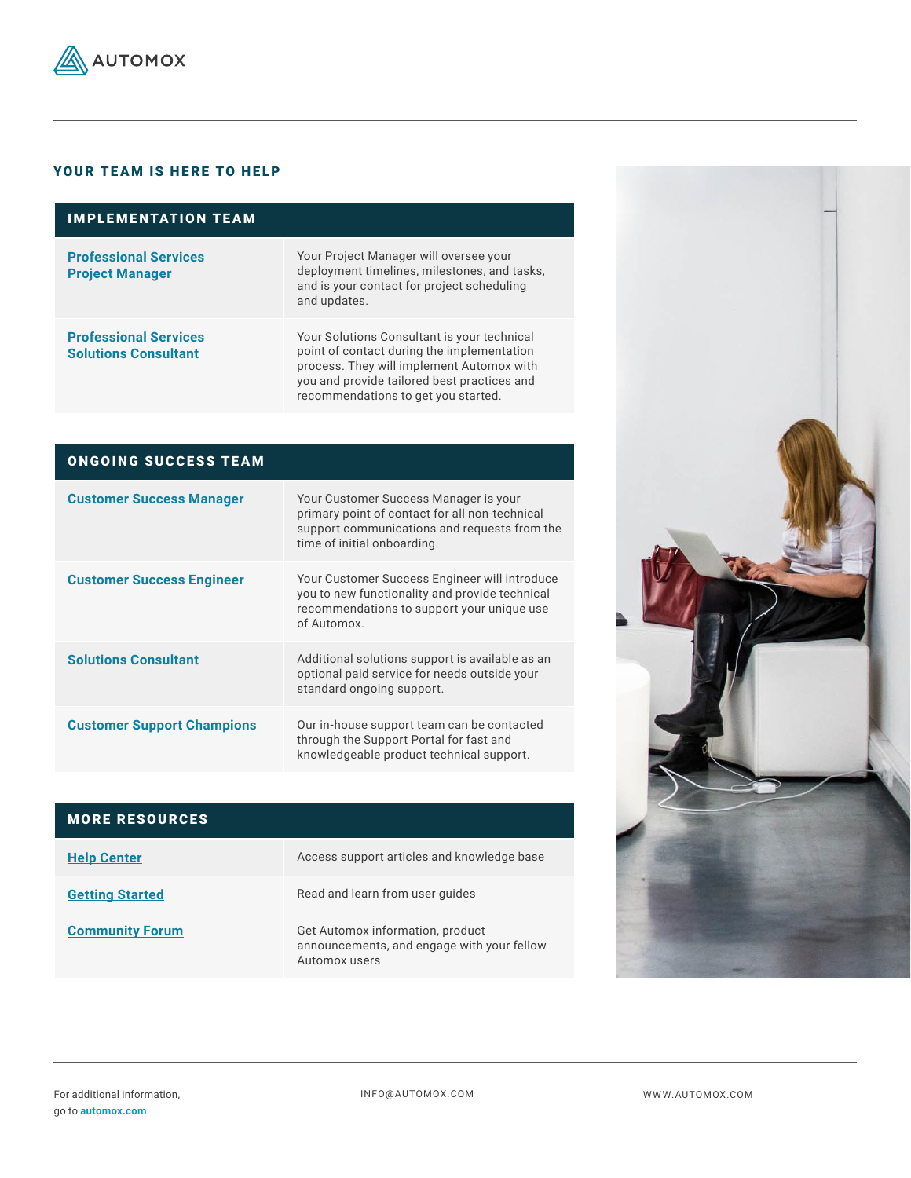## YOUR TEAM IS HERE TO HELP

| IMPLEMENTATION TEAM | |
|---|---|
| **Professional Services Project Manager** | Your Project Manager will oversee your deployment timelines, milestones, and tasks, and is your contact for project scheduling and updates. |
| **Professional Services Solutions Consultant** | Your Solutions Consultant is your technical point of contact during the implementation process. They will implement Automox with you and provide tailored best practices and recommendations to get you started. |

| ONGOING SUCCESS TEAM | |
|---|---|
| **Customer Success Manager** | Your Customer Success Manager is your primary point of contact for all non-technical support communications and requests from the time of initial onboarding. |
| **Customer Success Engineer** | Your Customer Success Engineer will introduce you to new functionality and provide technical recommendations to support your unique use of Automox. |
| **Solutions Consultant** | Additional solutions support is available as an optional paid service for needs outside your standard ongoing support. |
| **Customer Support Champions** | Our in-house support team can be contacted through the Support Portal for fast and knowledgeable product technical support. |

| MORE RESOURCES | |
|---|---|
| **Help Center** | Access support articles and knowledge base |
| **Getting Started** | Read and learn from user guides |
| **Community Forum** | Get Automox information, product announcements, and engage with your fellow Automox users |

For additional information, go to **automox.com**.

INFO@AUTOMOX.COM

WWW.AUTOMOX.COM